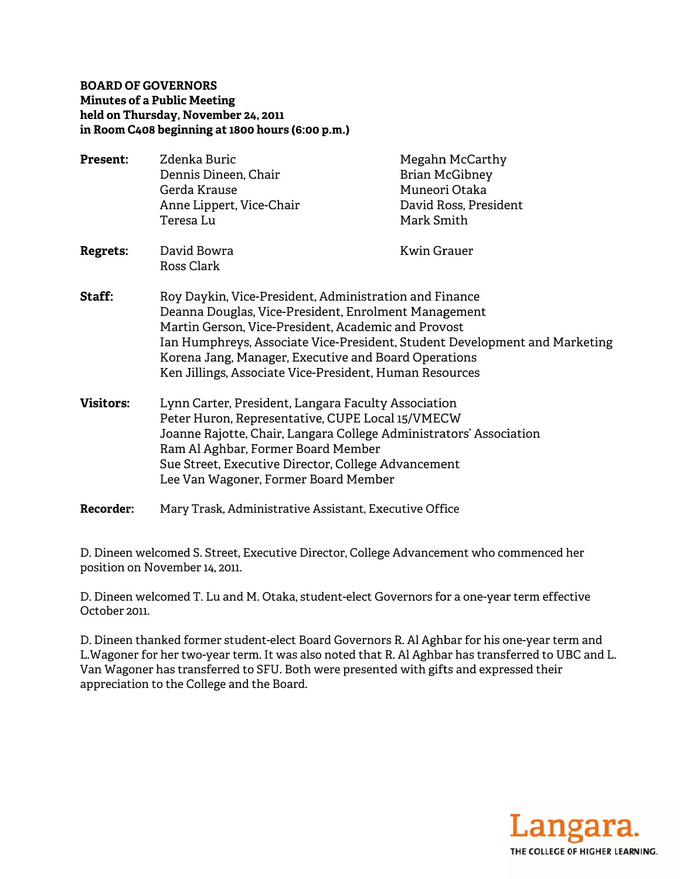**BOARD OF GOVERNORS**
**Minutes of a Public Meeting**
**held on Thursday, November 24, 2011**
**in Room C408 beginning at 1800 hours (6:00 p.m.)**

| | | |
|---|---|---|
| **Present:** | Zdenka Buric | Megahn McCarthy |
| | Dennis Dineen, Chair | Brian McGibney |
| | Gerda Krause | Muneori Otaka |
| | Anne Lippert, Vice-Chair | David Ross, President |
| | Teresa Lu | Mark Smith |
| **Regrets:** | David Bowra | Kwin Grauer |
| | Ross Clark | |

**Staff:**
Roy Daykin, Vice-President, Administration and Finance
Deanna Douglas, Vice-President, Enrolment Management
Martin Gerson, Vice-President, Academic and Provost
Ian Humphreys, Associate Vice-President, Student Development and Marketing
Korena Jang, Manager, Executive and Board Operations
Ken Jillings, Associate Vice-President, Human Resources

**Visitors:**
Lynn Carter, President, Langara Faculty Association
Peter Huron, Representative, CUPE Local 15/VMECW
Joanne Rajotte, Chair, Langara College Administrators' Association
Ram Al Aghbar, Former Board Member
Sue Street, Executive Director, College Advancement
Lee Van Wagoner, Former Board Member

**Recorder:** Mary Trask, Administrative Assistant, Executive Office

D. Dineen welcomed S. Street, Executive Director, College Advancement who commenced her position on November 14, 2011.

D. Dineen welcomed T. Lu and M. Otaka, student-elect Governors for a one-year term effective October 2011.

D. Dineen thanked former student-elect Board Governors R. Al Aghbar for his one-year term and L.Wagoner for her two-year term. It was also noted that R. Al Aghbar has transferred to UBC and L. Van Wagoner has transferred to SFU. Both were presented with gifts and expressed their appreciation to the College and the Board.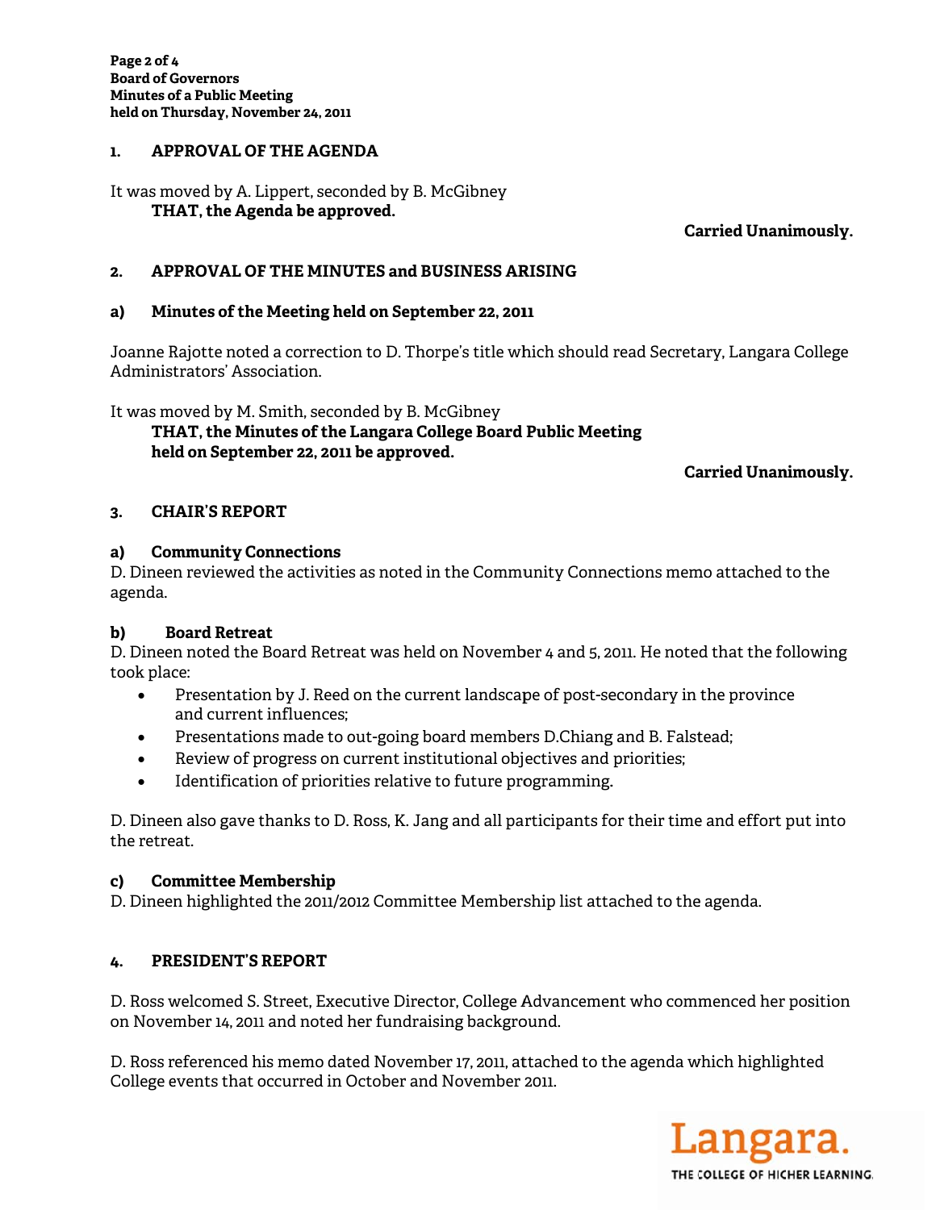## 1. APPROVAL OF THE AGENDA

It was moved by A. Lippert, seconded by B. McGibney

**THAT, the Agenda be approved.**

**Carried Unanimously.**

## 2. APPROVAL OF THE MINUTES and BUSINESS ARISING

### a) Minutes of the Meeting held on September 22, 2011

Joanne Rajotte noted a correction to D. Thorpe's title which should read Secretary, Langara College Administrators' Association.

It was moved by M. Smith, seconded by B. McGibney

**THAT, the Minutes of the Langara College Board Public Meeting held on September 22, 2011 be approved.**

**Carried Unanimously.**

## 3. CHAIR'S REPORT

### a) Community Connections

D. Dineen reviewed the activities as noted in the Community Connections memo attached to the agenda.

### b) Board Retreat

D. Dineen noted the Board Retreat was held on November 4 and 5, 2011. He noted that the following took place:

- Presentation by J. Reed on the current landscape of post-secondary in the province and current influences;
- Presentations made to out-going board members D.Chiang and B. Falstead;
- Review of progress on current institutional objectives and priorities;
- Identification of priorities relative to future programming.

D. Dineen also gave thanks to D. Ross, K. Jang and all participants for their time and effort put into the retreat.

### c) Committee Membership

D. Dineen highlighted the 2011/2012 Committee Membership list attached to the agenda.

## 4. PRESIDENT'S REPORT

D. Ross welcomed S. Street, Executive Director, College Advancement who commenced her position on November 14, 2011 and noted her fundraising background.

D. Ross referenced his memo dated November 17, 2011, attached to the agenda which highlighted College events that occurred in October and November 2011.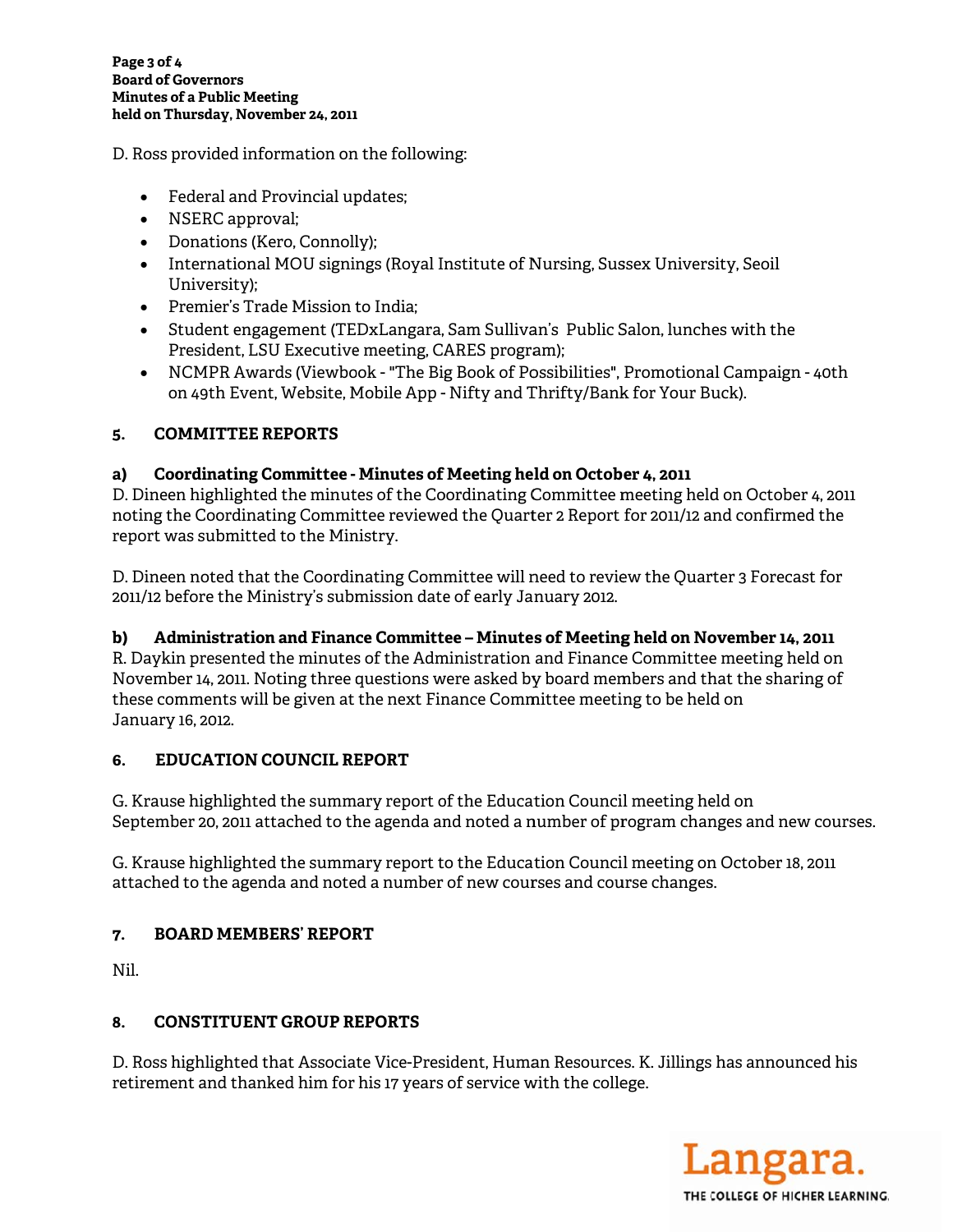D. Ross provided information on the following:

- Federal and Provincial updates;
- NSERC approval;
- Donations (Kero, Connolly);
- International MOU signings (Royal Institute of Nursing, Sussex University, Seoil University);
- Premier's Trade Mission to India;
- Student engagement (TEDxLangara, Sam Sullivan's Public Salon, lunches with the President, LSU Executive meeting, CARES program);
- NCMPR Awards (Viewbook - "The Big Book of Possibilities", Promotional Campaign - 40th on 49th Event, Website, Mobile App - Nifty and Thrifty/Bank for Your Buck).

## 5. COMMITTEE REPORTS

### a) Coordinating Committee - Minutes of Meeting held on October 4, 2011

D. Dineen highlighted the minutes of the Coordinating Committee meeting held on October 4, 2011 noting the Coordinating Committee reviewed the Quarter 2 Report for 2011/12 and confirmed the report was submitted to the Ministry.

D. Dineen noted that the Coordinating Committee will need to review the Quarter 3 Forecast for 2011/12 before the Ministry's submission date of early January 2012.

### b) Administration and Finance Committee – Minutes of Meeting held on November 14, 2011

R. Daykin presented the minutes of the Administration and Finance Committee meeting held on November 14, 2011. Noting three questions were asked by board members and that the sharing of these comments will be given at the next Finance Committee meeting to be held on January 16, 2012.

## 6. EDUCATION COUNCIL REPORT

G. Krause highlighted the summary report of the Education Council meeting held on September 20, 2011 attached to the agenda and noted a number of program changes and new courses.

G. Krause highlighted the summary report to the Education Council meeting on October 18, 2011 attached to the agenda and noted a number of new courses and course changes.

## 7. BOARD MEMBERS' REPORT

Nil.

## 8. CONSTITUENT GROUP REPORTS

D. Ross highlighted that Associate Vice-President, Human Resources. K. Jillings has announced his retirement and thanked him for his 17 years of service with the college.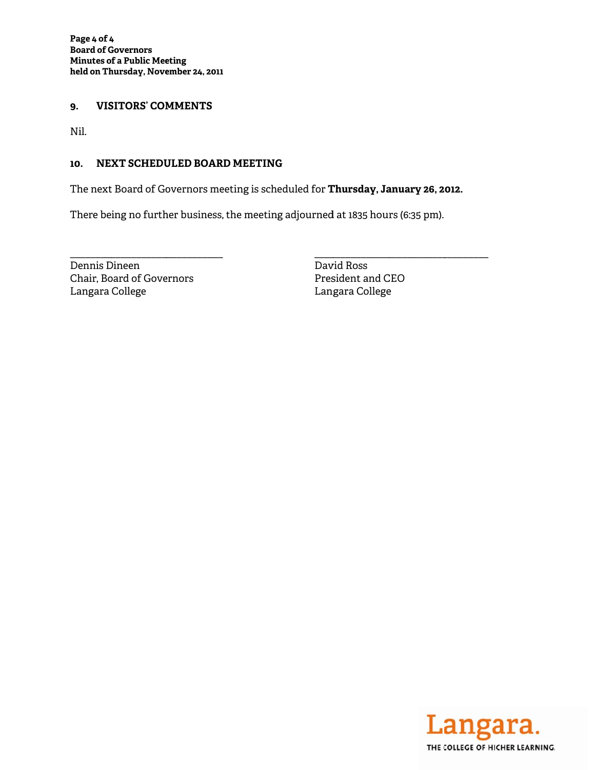## 9. VISITORS' COMMENTS

Nil.

## 10. NEXT SCHEDULED BOARD MEETING

The next Board of Governors meeting is scheduled for **Thursday, January 26, 2012.**

There being no further business, the meeting adjourned at 1835 hours (6:35 pm).

| | |
|---|---|
| \_\_\_\_\_\_\_\_\_\_\_\_\_\_\_\_\_\_\_\_\_\_\_\_\_\_\_\_ | \_\_\_\_\_\_\_\_\_\_\_\_\_\_\_\_\_\_\_\_\_\_\_\_\_\_\_\_ |
| Dennis Dineen | David Ross |
| Chair, Board of Governors | President and CEO |
| Langara College | Langara College |

Langara.
THE COLLEGE OF HIGHER LEARNING.